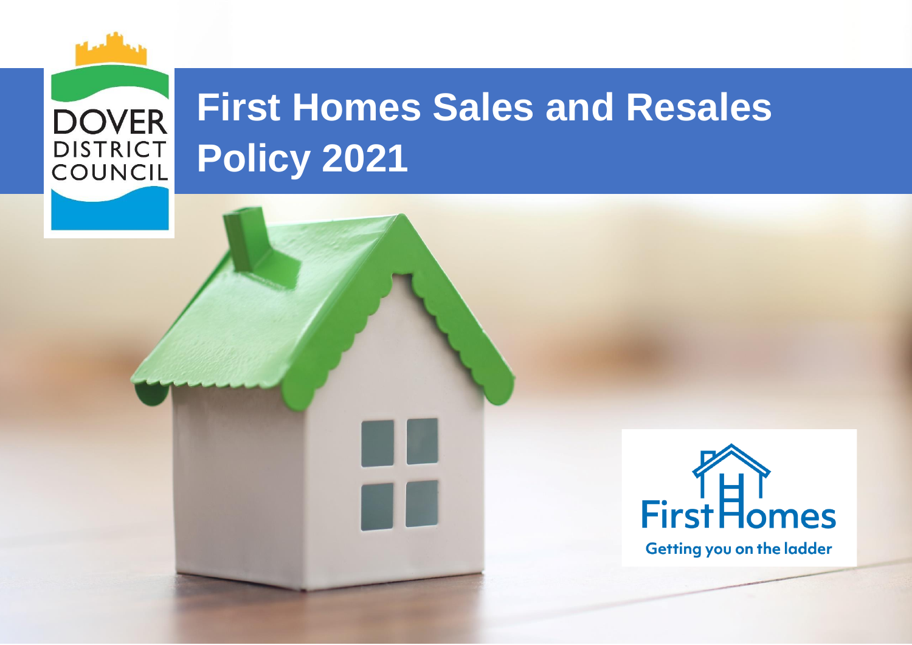DOVER DISTRICT COUNCIL

# First Homes Sales and Resales Policy 2021

First Homes

Getting you on the ladder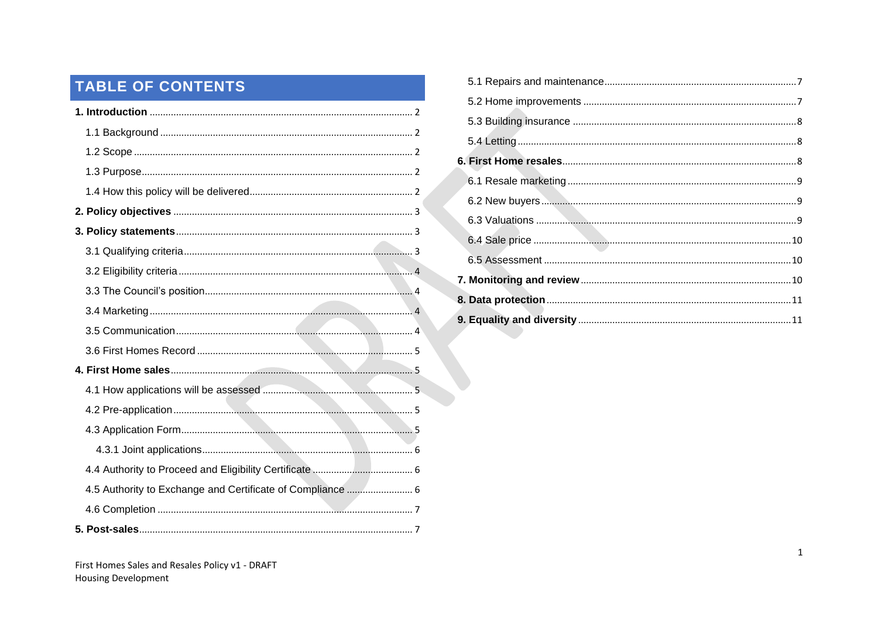# TABLE OF CONTENTS

**1. Introduction** .... 2

- 1.1 Background .... 2
- 1.2 Scope .... 2
- 1.3 Purpose .... 2
- 1.4 How this policy will be delivered .... 2

**2. Policy objectives** .... 3

**3. Policy statements** .... 3

- 3.1 Qualifying criteria .... 3
- 3.2 Eligibility criteria .... 4
- 3.3 The Council's position .... 4
- 3.4 Marketing .... 4
- 3.5 Communication .... 4
- 3.6 First Homes Record .... 5

**4. First Home sales** .... 5

- 4.1 How applications will be assessed .... 5
- 4.2 Pre-application .... 5
- 4.3 Application Form .... 5
  - 4.3.1 Joint applications .... 6
- 4.4 Authority to Proceed and Eligibility Certificate .... 6
- 4.5 Authority to Exchange and Certificate of Compliance .... 6
- 4.6 Completion .... 7

**5. Post-sales** .... 7

- 5.1 Repairs and maintenance .... 7
- 5.2 Home improvements .... 7
- 5.3 Building insurance .... 8
- 5.4 Letting .... 8

**6. First Home resales** .... 8

- 6.1 Resale marketing .... 9
- 6.2 New buyers .... 9
- 6.3 Valuations .... 9
- 6.4 Sale price .... 10
- 6.5 Assessment .... 10

**7. Monitoring and review** .... 10

**8. Data protection** .... 11

**9. Equality and diversity** .... 11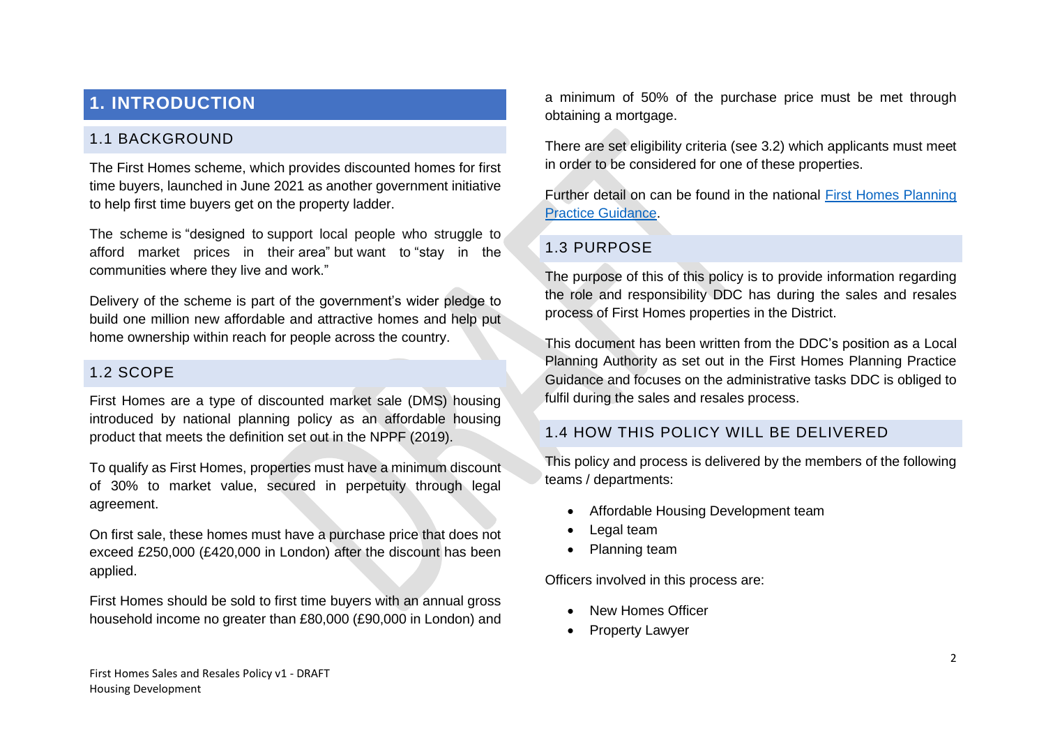# 1. INTRODUCTION

## 1.1 BACKGROUND

The First Homes scheme, which provides discounted homes for first time buyers, launched in June 2021 as another government initiative to help first time buyers get on the property ladder.

The scheme is "designed to support local people who struggle to afford market prices in their area" but want to "stay in the communities where they live and work."

Delivery of the scheme is part of the government's wider pledge to build one million new affordable and attractive homes and help put home ownership within reach for people across the country.

## 1.2 SCOPE

First Homes are a type of discounted market sale (DMS) housing introduced by national planning policy as an affordable housing product that meets the definition set out in the NPPF (2019).

To qualify as First Homes, properties must have a minimum discount of 30% to market value, secured in perpetuity through legal agreement.

On first sale, these homes must have a purchase price that does not exceed £250,000 (£420,000 in London) after the discount has been applied.

First Homes should be sold to first time buyers with an annual gross household income no greater than £80,000 (£90,000 in London) and a minimum of 50% of the purchase price must be met through obtaining a mortgage.

There are set eligibility criteria (see 3.2) which applicants must meet in order to be considered for one of these properties.

Further detail on can be found in the national [First Homes Planning Practice Guidance](First Homes Planning Practice Guidance).

## 1.3 PURPOSE

The purpose of this of this policy is to provide information regarding the role and responsibility DDC has during the sales and resales process of First Homes properties in the District.

This document has been written from the DDC's position as a Local Planning Authority as set out in the First Homes Planning Practice Guidance and focuses on the administrative tasks DDC is obliged to fulfil during the sales and resales process.

## 1.4 HOW THIS POLICY WILL BE DELIVERED

This policy and process is delivered by the members of the following teams / departments:

- Affordable Housing Development team
- Legal team
- Planning team

Officers involved in this process are:

- New Homes Officer
- Property Lawyer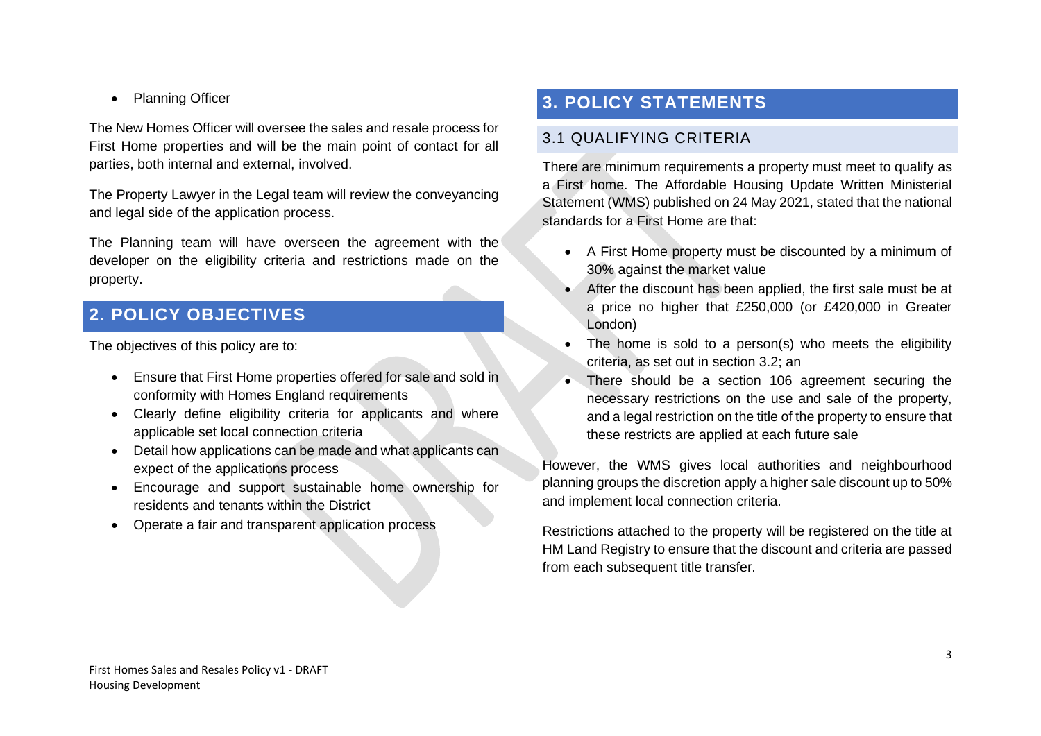- Planning Officer

The New Homes Officer will oversee the sales and resale process for First Home properties and will be the main point of contact for all parties, both internal and external, involved.

The Property Lawyer in the Legal team will review the conveyancing and legal side of the application process.

The Planning team will have overseen the agreement with the developer on the eligibility criteria and restrictions made on the property.

## 2. POLICY OBJECTIVES

The objectives of this policy are to:

- Ensure that First Home properties offered for sale and sold in conformity with Homes England requirements
- Clearly define eligibility criteria for applicants and where applicable set local connection criteria
- Detail how applications can be made and what applicants can expect of the applications process
- Encourage and support sustainable home ownership for residents and tenants within the District
- Operate a fair and transparent application process

## 3. POLICY STATEMENTS

### 3.1 QUALIFYING CRITERIA

There are minimum requirements a property must meet to qualify as a First home. The Affordable Housing Update Written Ministerial Statement (WMS) published on 24 May 2021, stated that the national standards for a First Home are that:

- A First Home property must be discounted by a minimum of 30% against the market value
- After the discount has been applied, the first sale must be at a price no higher that £250,000 (or £420,000 in Greater London)
- The home is sold to a person(s) who meets the eligibility criteria, as set out in section 3.2; an
- There should be a section 106 agreement securing the necessary restrictions on the use and sale of the property, and a legal restriction on the title of the property to ensure that these restricts are applied at each future sale

However, the WMS gives local authorities and neighbourhood planning groups the discretion apply a higher sale discount up to 50% and implement local connection criteria.

Restrictions attached to the property will be registered on the title at HM Land Registry to ensure that the discount and criteria are passed from each subsequent title transfer.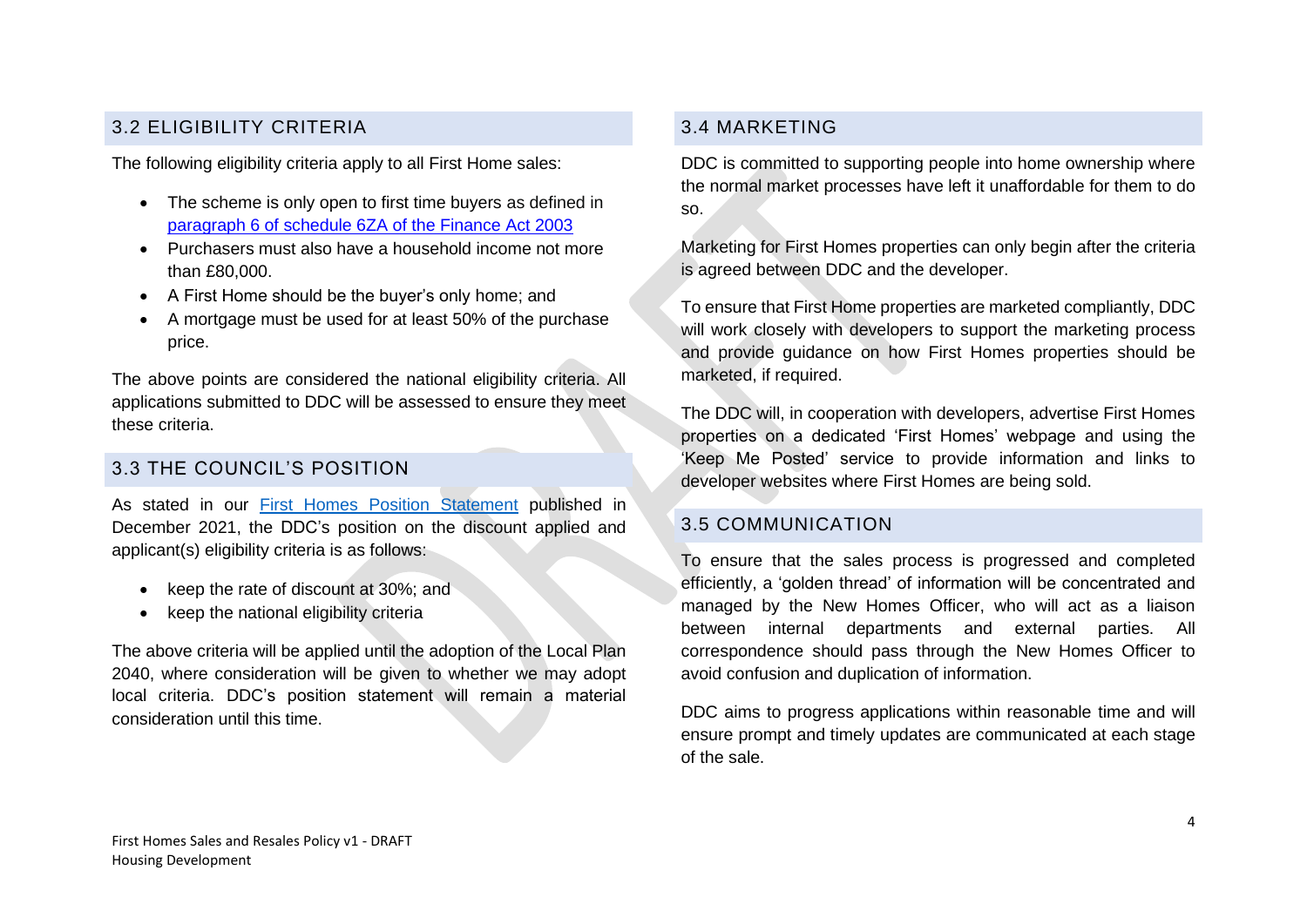## 3.2 ELIGIBILITY CRITERIA

The following eligibility criteria apply to all First Home sales:

- The scheme is only open to first time buyers as defined in [paragraph 6 of schedule 6ZA of the Finance Act 2003]
- Purchasers must also have a household income not more than £80,000.
- A First Home should be the buyer's only home; and
- A mortgage must be used for at least 50% of the purchase price.

The above points are considered the national eligibility criteria. All applications submitted to DDC will be assessed to ensure they meet these criteria.

## 3.3 THE COUNCIL'S POSITION

As stated in our [First Homes Position Statement] published in December 2021, the DDC's position on the discount applied and applicant(s) eligibility criteria is as follows:

- keep the rate of discount at 30%; and
- keep the national eligibility criteria

The above criteria will be applied until the adoption of the Local Plan 2040, where consideration will be given to whether we may adopt local criteria. DDC's position statement will remain a material consideration until this time.

## 3.4 MARKETING

DDC is committed to supporting people into home ownership where the normal market processes have left it unaffordable for them to do so.

Marketing for First Homes properties can only begin after the criteria is agreed between DDC and the developer.

To ensure that First Home properties are marketed compliantly, DDC will work closely with developers to support the marketing process and provide guidance on how First Homes properties should be marketed, if required.

The DDC will, in cooperation with developers, advertise First Homes properties on a dedicated 'First Homes' webpage and using the 'Keep Me Posted' service to provide information and links to developer websites where First Homes are being sold.

## 3.5 COMMUNICATION

To ensure that the sales process is progressed and completed efficiently, a 'golden thread' of information will be concentrated and managed by the New Homes Officer, who will act as a liaison between internal departments and external parties. All correspondence should pass through the New Homes Officer to avoid confusion and duplication of information.

DDC aims to progress applications within reasonable time and will ensure prompt and timely updates are communicated at each stage of the sale.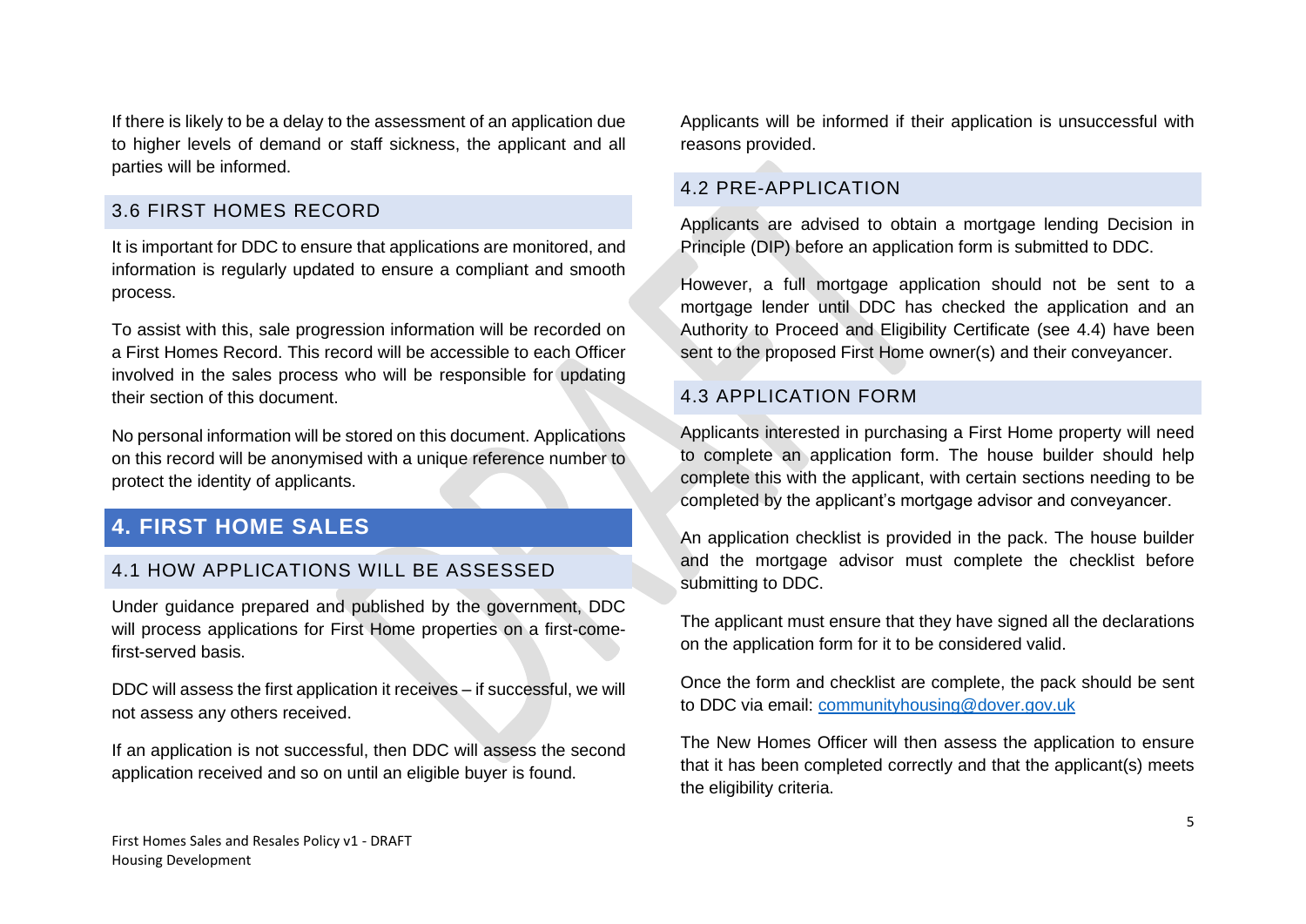If there is likely to be a delay to the assessment of an application due to higher levels of demand or staff sickness, the applicant and all parties will be informed.

### 3.6 FIRST HOMES RECORD

It is important for DDC to ensure that applications are monitored, and information is regularly updated to ensure a compliant and smooth process.

To assist with this, sale progression information will be recorded on a First Homes Record. This record will be accessible to each Officer involved in the sales process who will be responsible for updating their section of this document.

No personal information will be stored on this document. Applications on this record will be anonymised with a unique reference number to protect the identity of applicants.

## 4. FIRST HOME SALES

### 4.1 HOW APPLICATIONS WILL BE ASSESSED

Under guidance prepared and published by the government, DDC will process applications for First Home properties on a first-come-first-served basis.

DDC will assess the first application it receives – if successful, we will not assess any others received.

If an application is not successful, then DDC will assess the second application received and so on until an eligible buyer is found.

Applicants will be informed if their application is unsuccessful with reasons provided.

### 4.2 PRE-APPLICATION

Applicants are advised to obtain a mortgage lending Decision in Principle (DIP) before an application form is submitted to DDC.

However, a full mortgage application should not be sent to a mortgage lender until DDC has checked the application and an Authority to Proceed and Eligibility Certificate (see 4.4) have been sent to the proposed First Home owner(s) and their conveyancer.

### 4.3 APPLICATION FORM

Applicants interested in purchasing a First Home property will need to complete an application form. The house builder should help complete this with the applicant, with certain sections needing to be completed by the applicant's mortgage advisor and conveyancer.

An application checklist is provided in the pack. The house builder and the mortgage advisor must complete the checklist before submitting to DDC.

The applicant must ensure that they have signed all the declarations on the application form for it to be considered valid.

Once the form and checklist are complete, the pack should be sent to DDC via email: communityhousing@dover.gov.uk

The New Homes Officer will then assess the application to ensure that it has been completed correctly and that the applicant(s) meets the eligibility criteria.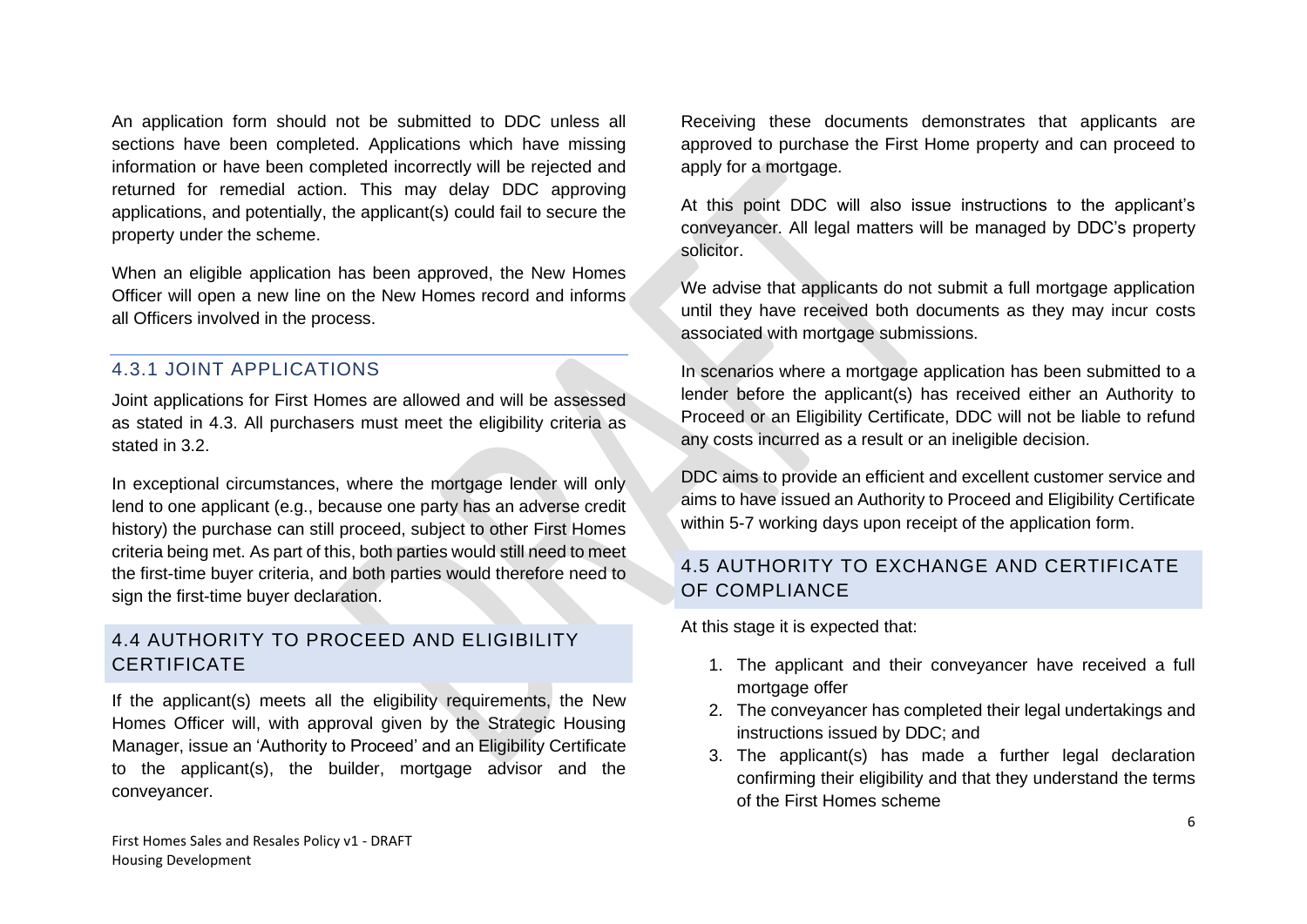An application form should not be submitted to DDC unless all sections have been completed. Applications which have missing information or have been completed incorrectly will be rejected and returned for remedial action. This may delay DDC approving applications, and potentially, the applicant(s) could fail to secure the property under the scheme.

When an eligible application has been approved, the New Homes Officer will open a new line on the New Homes record and informs all Officers involved in the process.

### 4.3.1 JOINT APPLICATIONS

Joint applications for First Homes are allowed and will be assessed as stated in 4.3. All purchasers must meet the eligibility criteria as stated in 3.2.

In exceptional circumstances, where the mortgage lender will only lend to one applicant (e.g., because one party has an adverse credit history) the purchase can still proceed, subject to other First Homes criteria being met. As part of this, both parties would still need to meet the first-time buyer criteria, and both parties would therefore need to sign the first-time buyer declaration.

## 4.4 AUTHORITY TO PROCEED AND ELIGIBILITY CERTIFICATE

If the applicant(s) meets all the eligibility requirements, the New Homes Officer will, with approval given by the Strategic Housing Manager, issue an 'Authority to Proceed' and an Eligibility Certificate to the applicant(s), the builder, mortgage advisor and the conveyancer.

Receiving these documents demonstrates that applicants are approved to purchase the First Home property and can proceed to apply for a mortgage.

At this point DDC will also issue instructions to the applicant's conveyancer. All legal matters will be managed by DDC's property solicitor.

We advise that applicants do not submit a full mortgage application until they have received both documents as they may incur costs associated with mortgage submissions.

In scenarios where a mortgage application has been submitted to a lender before the applicant(s) has received either an Authority to Proceed or an Eligibility Certificate, DDC will not be liable to refund any costs incurred as a result or an ineligible decision.

DDC aims to provide an efficient and excellent customer service and aims to have issued an Authority to Proceed and Eligibility Certificate within 5-7 working days upon receipt of the application form.

## 4.5 AUTHORITY TO EXCHANGE AND CERTIFICATE OF COMPLIANCE

At this stage it is expected that:

1. The applicant and their conveyancer have received a full mortgage offer
2. The conveyancer has completed their legal undertakings and instructions issued by DDC; and
3. The applicant(s) has made a further legal declaration confirming their eligibility and that they understand the terms of the First Homes scheme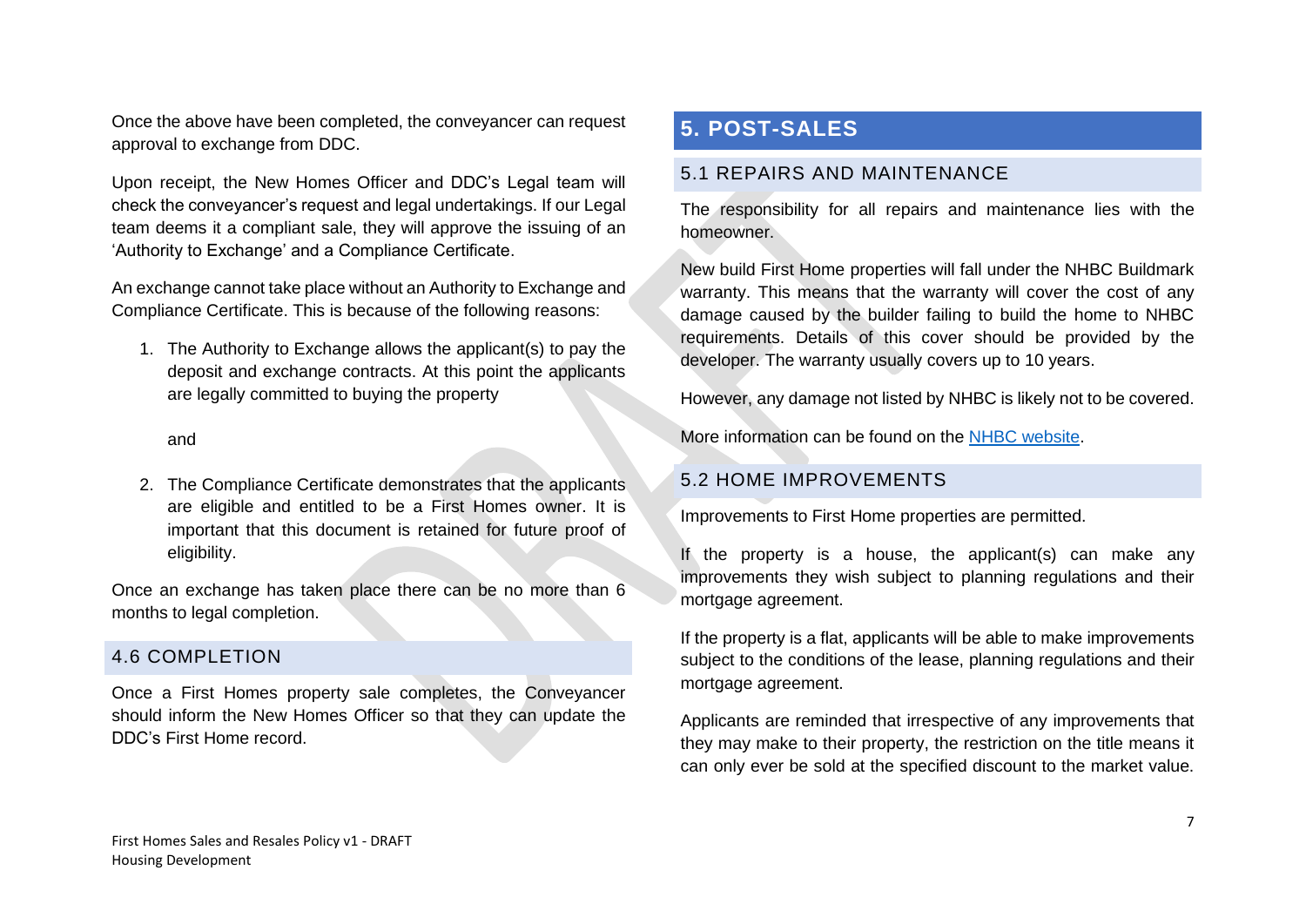Once the above have been completed, the conveyancer can request approval to exchange from DDC.

Upon receipt, the New Homes Officer and DDC's Legal team will check the conveyancer's request and legal undertakings. If our Legal team deems it a compliant sale, they will approve the issuing of an 'Authority to Exchange' and a Compliance Certificate.

An exchange cannot take place without an Authority to Exchange and Compliance Certificate. This is because of the following reasons:

1. The Authority to Exchange allows the applicant(s) to pay the deposit and exchange contracts. At this point the applicants are legally committed to buying the property

   and

2. The Compliance Certificate demonstrates that the applicants are eligible and entitled to be a First Homes owner. It is important that this document is retained for future proof of eligibility.

Once an exchange has taken place there can be no more than 6 months to legal completion.

### 4.6 COMPLETION

Once a First Homes property sale completes, the Conveyancer should inform the New Homes Officer so that they can update the DDC's First Home record.

## 5. POST-SALES

### 5.1 REPAIRS AND MAINTENANCE

The responsibility for all repairs and maintenance lies with the homeowner.

New build First Home properties will fall under the NHBC Buildmark warranty. This means that the warranty will cover the cost of any damage caused by the builder failing to build the home to NHBC requirements. Details of this cover should be provided by the developer. The warranty usually covers up to 10 years.

However, any damage not listed by NHBC is likely not to be covered.

More information can be found on the NHBC website.

### 5.2 HOME IMPROVEMENTS

Improvements to First Home properties are permitted.

If the property is a house, the applicant(s) can make any improvements they wish subject to planning regulations and their mortgage agreement.

If the property is a flat, applicants will be able to make improvements subject to the conditions of the lease, planning regulations and their mortgage agreement.

Applicants are reminded that irrespective of any improvements that they may make to their property, the restriction on the title means it can only ever be sold at the specified discount to the market value.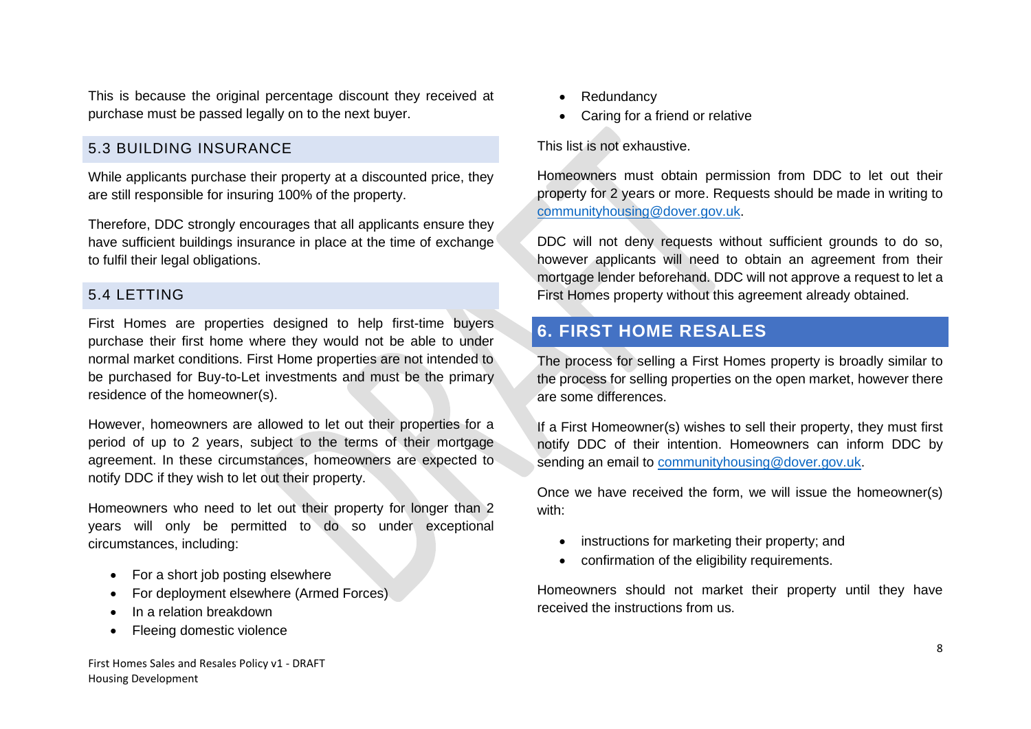This is because the original percentage discount they received at purchase must be passed legally on to the next buyer.

### 5.3 BUILDING INSURANCE

While applicants purchase their property at a discounted price, they are still responsible for insuring 100% of the property.

Therefore, DDC strongly encourages that all applicants ensure they have sufficient buildings insurance in place at the time of exchange to fulfil their legal obligations.

### 5.4 LETTING

First Homes are properties designed to help first-time buyers purchase their first home where they would not be able to under normal market conditions. First Home properties are not intended to be purchased for Buy-to-Let investments and must be the primary residence of the homeowner(s).

However, homeowners are allowed to let out their properties for a period of up to 2 years, subject to the terms of their mortgage agreement. In these circumstances, homeowners are expected to notify DDC if they wish to let out their property.

Homeowners who need to let out their property for longer than 2 years will only be permitted to do so under exceptional circumstances, including:

- For a short job posting elsewhere
- For deployment elsewhere (Armed Forces)
- In a relation breakdown
- Fleeing domestic violence
- Redundancy
- Caring for a friend or relative

This list is not exhaustive.

Homeowners must obtain permission from DDC to let out their property for 2 years or more. Requests should be made in writing to communityhousing@dover.gov.uk.

DDC will not deny requests without sufficient grounds to do so, however applicants will need to obtain an agreement from their mortgage lender beforehand. DDC will not approve a request to let a First Homes property without this agreement already obtained.

## 6. FIRST HOME RESALES

The process for selling a First Homes property is broadly similar to the process for selling properties on the open market, however there are some differences.

If a First Homeowner(s) wishes to sell their property, they must first notify DDC of their intention. Homeowners can inform DDC by sending an email to communityhousing@dover.gov.uk.

Once we have received the form, we will issue the homeowner(s) with:

- instructions for marketing their property; and
- confirmation of the eligibility requirements.

Homeowners should not market their property until they have received the instructions from us.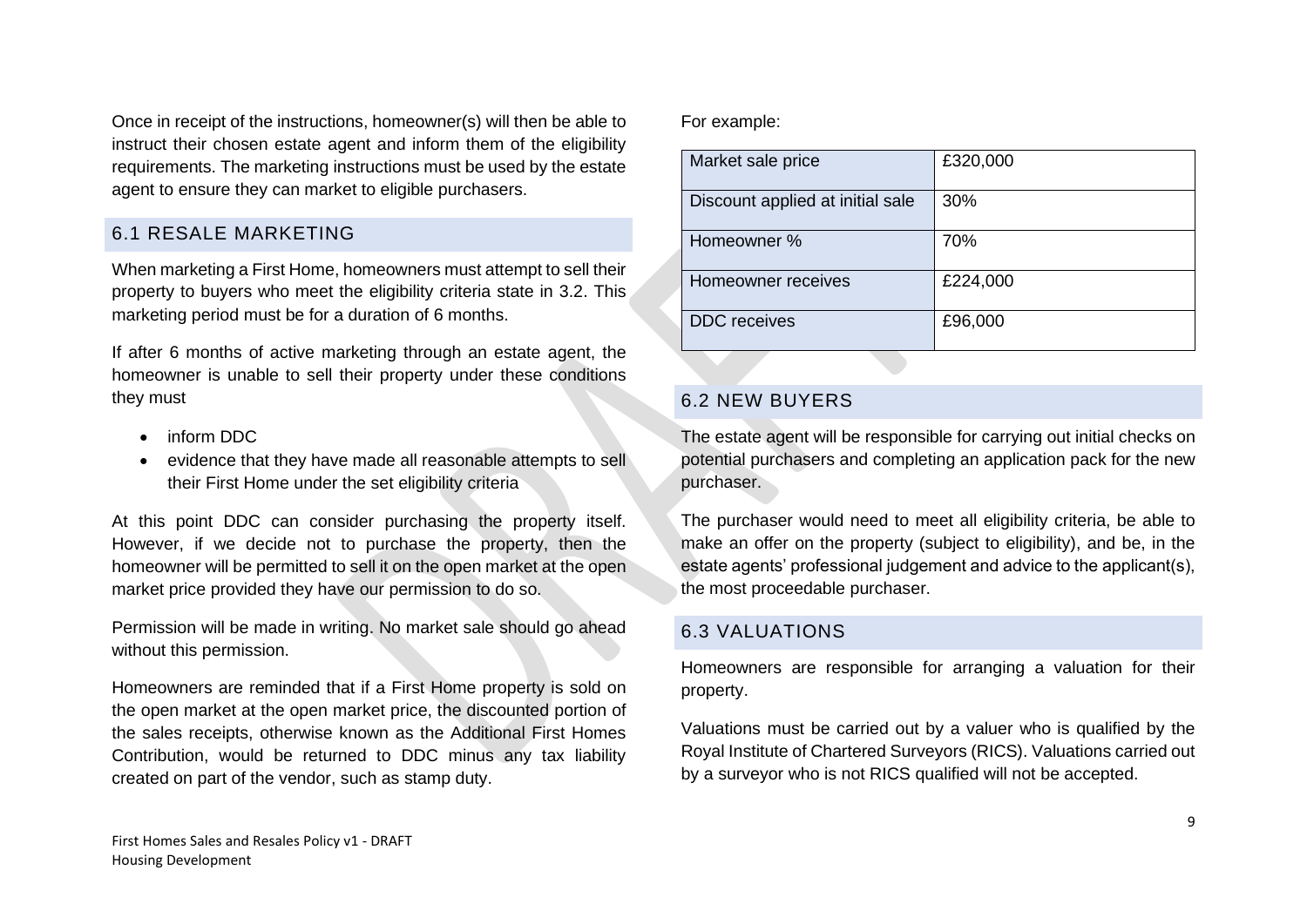Once in receipt of the instructions, homeowner(s) will then be able to instruct their chosen estate agent and inform them of the eligibility requirements. The marketing instructions must be used by the estate agent to ensure they can market to eligible purchasers.

## 6.1 RESALE MARKETING

When marketing a First Home, homeowners must attempt to sell their property to buyers who meet the eligibility criteria state in 3.2. This marketing period must be for a duration of 6 months.

If after 6 months of active marketing through an estate agent, the homeowner is unable to sell their property under these conditions they must

- inform DDC
- evidence that they have made all reasonable attempts to sell their First Home under the set eligibility criteria

At this point DDC can consider purchasing the property itself. However, if we decide not to purchase the property, then the homeowner will be permitted to sell it on the open market at the open market price provided they have our permission to do so.

Permission will be made in writing. No market sale should go ahead without this permission.

Homeowners are reminded that if a First Home property is sold on the open market at the open market price, the discounted portion of the sales receipts, otherwise known as the Additional First Homes Contribution, would be returned to DDC minus any tax liability created on part of the vendor, such as stamp duty.

For example:

| Market sale price | £320,000 |
| --- | --- |
| Discount applied at initial sale | 30% |
| Homeowner % | 70% |
| Homeowner receives | £224,000 |
| DDC receives | £96,000 |

## 6.2 NEW BUYERS

The estate agent will be responsible for carrying out initial checks on potential purchasers and completing an application pack for the new purchaser.

The purchaser would need to meet all eligibility criteria, be able to make an offer on the property (subject to eligibility), and be, in the estate agents' professional judgement and advice to the applicant(s), the most proceedable purchaser.

## 6.3 VALUATIONS

Homeowners are responsible for arranging a valuation for their property.

Valuations must be carried out by a valuer who is qualified by the Royal Institute of Chartered Surveyors (RICS). Valuations carried out by a surveyor who is not RICS qualified will not be accepted.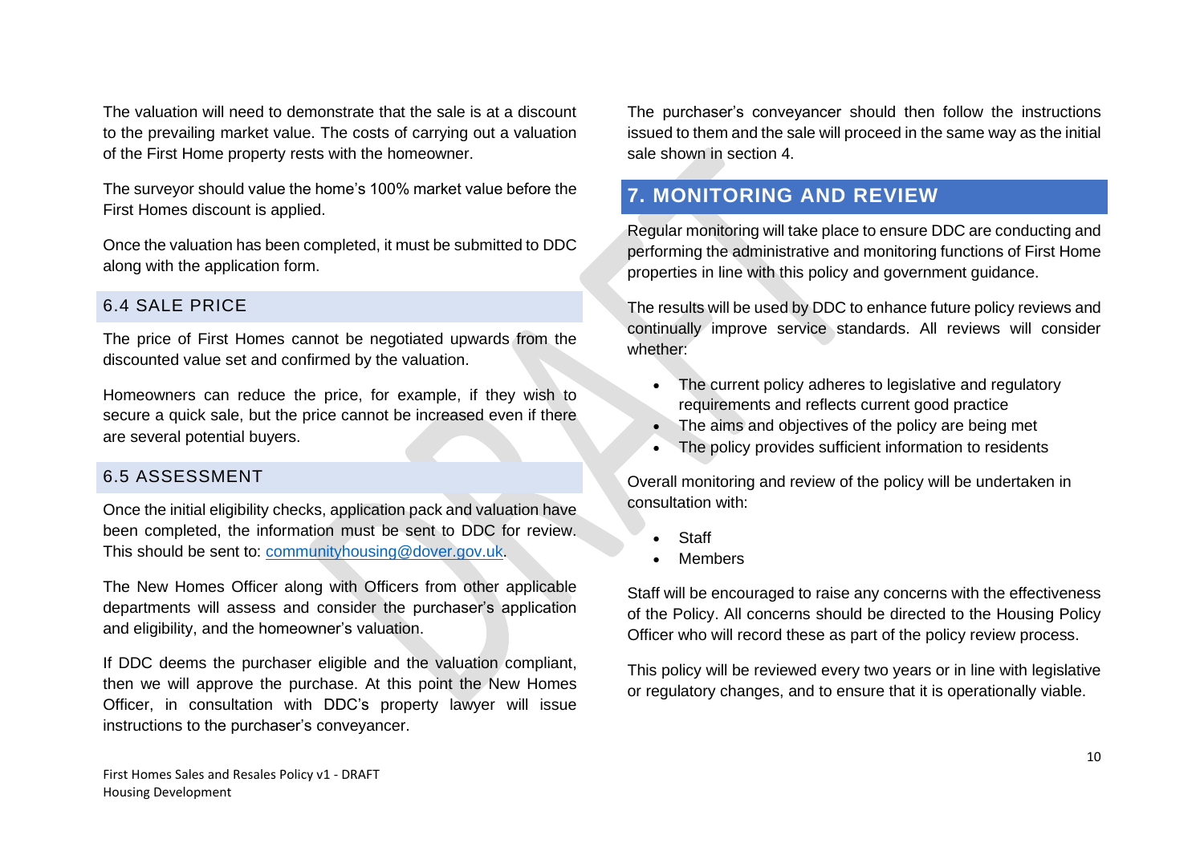The valuation will need to demonstrate that the sale is at a discount to the prevailing market value. The costs of carrying out a valuation of the First Home property rests with the homeowner.

The surveyor should value the home's 100% market value before the First Homes discount is applied.

Once the valuation has been completed, it must be submitted to DDC along with the application form.

### 6.4 SALE PRICE

The price of First Homes cannot be negotiated upwards from the discounted value set and confirmed by the valuation.

Homeowners can reduce the price, for example, if they wish to secure a quick sale, but the price cannot be increased even if there are several potential buyers.

### 6.5 ASSESSMENT

Once the initial eligibility checks, application pack and valuation have been completed, the information must be sent to DDC for review. This should be sent to: [communityhousing@dover.gov.uk](mailto:communityhousing@dover.gov.uk).

The New Homes Officer along with Officers from other applicable departments will assess and consider the purchaser's application and eligibility, and the homeowner's valuation.

If DDC deems the purchaser eligible and the valuation compliant, then we will approve the purchase. At this point the New Homes Officer, in consultation with DDC's property lawyer will issue instructions to the purchaser's conveyancer.

The purchaser's conveyancer should then follow the instructions issued to them and the sale will proceed in the same way as the initial sale shown in section 4.

## 7. MONITORING AND REVIEW

Regular monitoring will take place to ensure DDC are conducting and performing the administrative and monitoring functions of First Home properties in line with this policy and government guidance.

The results will be used by DDC to enhance future policy reviews and continually improve service standards. All reviews will consider whether:

- The current policy adheres to legislative and regulatory requirements and reflects current good practice
- The aims and objectives of the policy are being met
- The policy provides sufficient information to residents

Overall monitoring and review of the policy will be undertaken in consultation with:

- Staff
- Members

Staff will be encouraged to raise any concerns with the effectiveness of the Policy. All concerns should be directed to the Housing Policy Officer who will record these as part of the policy review process.

This policy will be reviewed every two years or in line with legislative or regulatory changes, and to ensure that it is operationally viable.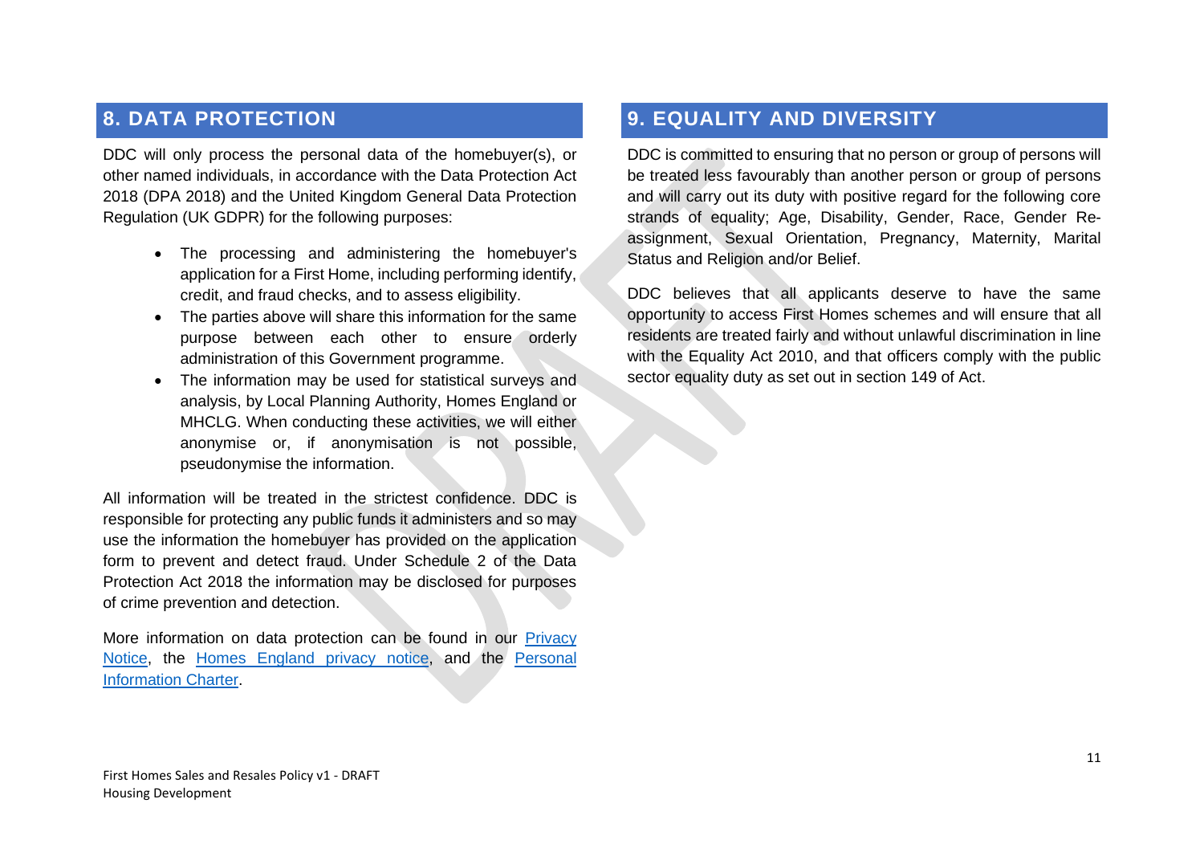## 8. DATA PROTECTION

DDC will only process the personal data of the homebuyer(s), or other named individuals, in accordance with the Data Protection Act 2018 (DPA 2018) and the United Kingdom General Data Protection Regulation (UK GDPR) for the following purposes:

- The processing and administering the homebuyer's application for a First Home, including performing identify, credit, and fraud checks, and to assess eligibility.
- The parties above will share this information for the same purpose between each other to ensure orderly administration of this Government programme.
- The information may be used for statistical surveys and analysis, by Local Planning Authority, Homes England or MHCLG. When conducting these activities, we will either anonymise or, if anonymisation is not possible, pseudonymise the information.

All information will be treated in the strictest confidence. DDC is responsible for protecting any public funds it administers and so may use the information the homebuyer has provided on the application form to prevent and detect fraud. Under Schedule 2 of the Data Protection Act 2018 the information may be disclosed for purposes of crime prevention and detection.

More information on data protection can be found in our Privacy Notice, the Homes England privacy notice, and the Personal Information Charter.

## 9. EQUALITY AND DIVERSITY

DDC is committed to ensuring that no person or group of persons will be treated less favourably than another person or group of persons and will carry out its duty with positive regard for the following core strands of equality; Age, Disability, Gender, Race, Gender Re-assignment, Sexual Orientation, Pregnancy, Maternity, Marital Status and Religion and/or Belief.

DDC believes that all applicants deserve to have the same opportunity to access First Homes schemes and will ensure that all residents are treated fairly and without unlawful discrimination in line with the Equality Act 2010, and that officers comply with the public sector equality duty as set out in section 149 of Act.